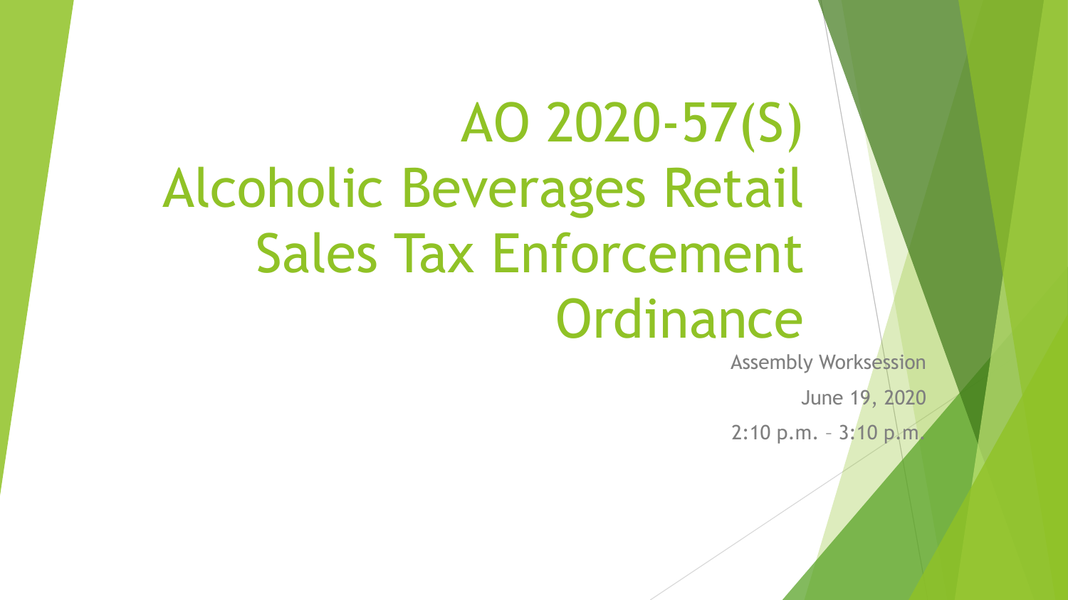# AO 2020-57(S) Alcoholic Beverages Retail Sales Tax Enforcement Ordinance

Assembly Worksession

June 19, 2020

2:10 p.m. – 3:10 p.m.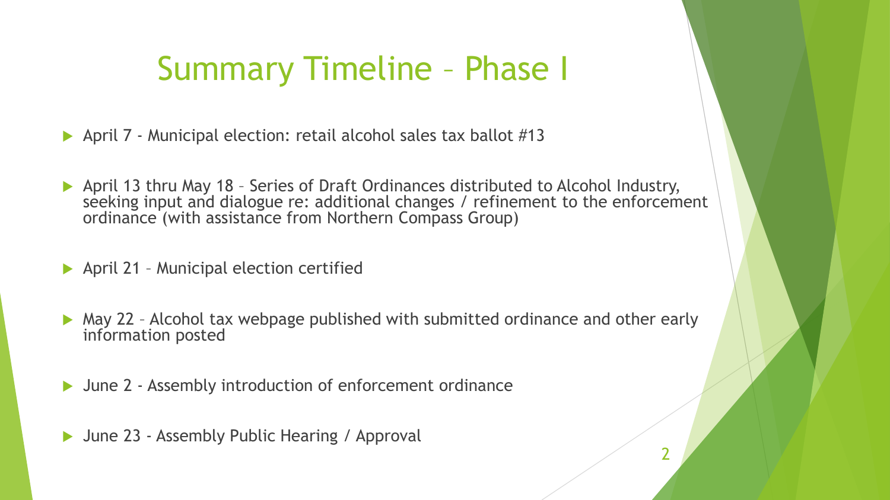# Summary Timeline – Phase I

- April 7 - Municipal election: retail alcohol sales tax ballot #13
- April 13 thru May 18 – Series of Draft Ordinances distributed to Alcohol Industry, seeking input and dialogue re: additional changes / refinement to the enforcement ordinance (with assistance from Northern Compass Group)
- April 21 – Municipal election certified
- May 22 – Alcohol tax webpage published with submitted ordinance and other early information posted
- June 2 - Assembly introduction of enforcement ordinance
- June 23 - Assembly Public Hearing / Approval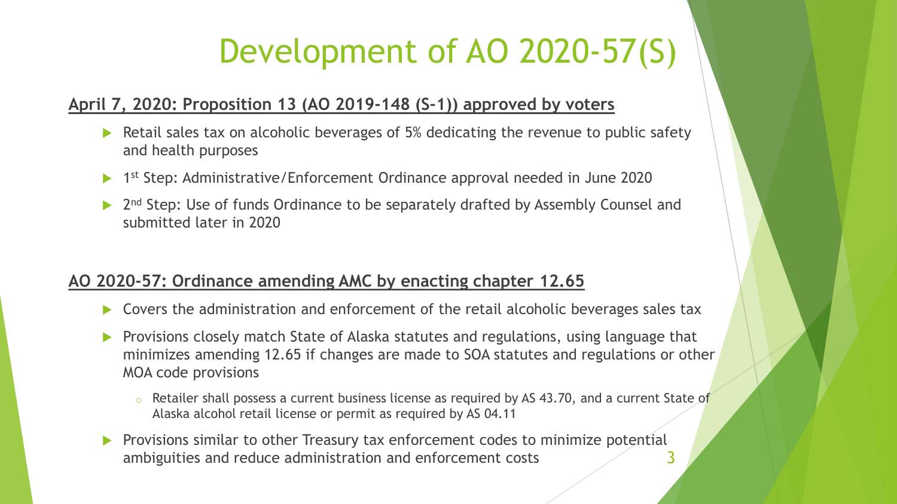# Development of AO 2020-57(S)

**April 7, 2020: Proposition 13 (AO 2019-148 (S-1)) approved by voters**

- Retail sales tax on alcoholic beverages of 5% dedicating the revenue to public safety and health purposes
- 1st Step: Administrative/Enforcement Ordinance approval needed in June 2020
- 2nd Step: Use of funds Ordinance to be separately drafted by Assembly Counsel and submitted later in 2020

**AO 2020-57: Ordinance amending AMC by enacting chapter 12.65**

- Covers the administration and enforcement of the retail alcoholic beverages sales tax
- Provisions closely match State of Alaska statutes and regulations, using language that minimizes amending 12.65 if changes are made to SOA statutes and regulations or other MOA code provisions
  - Retailer shall possess a current business license as required by AS 43.70, and a current State of Alaska alcohol retail license or permit as required by AS 04.11
- Provisions similar to other Treasury tax enforcement codes to minimize potential ambiguities and reduce administration and enforcement costs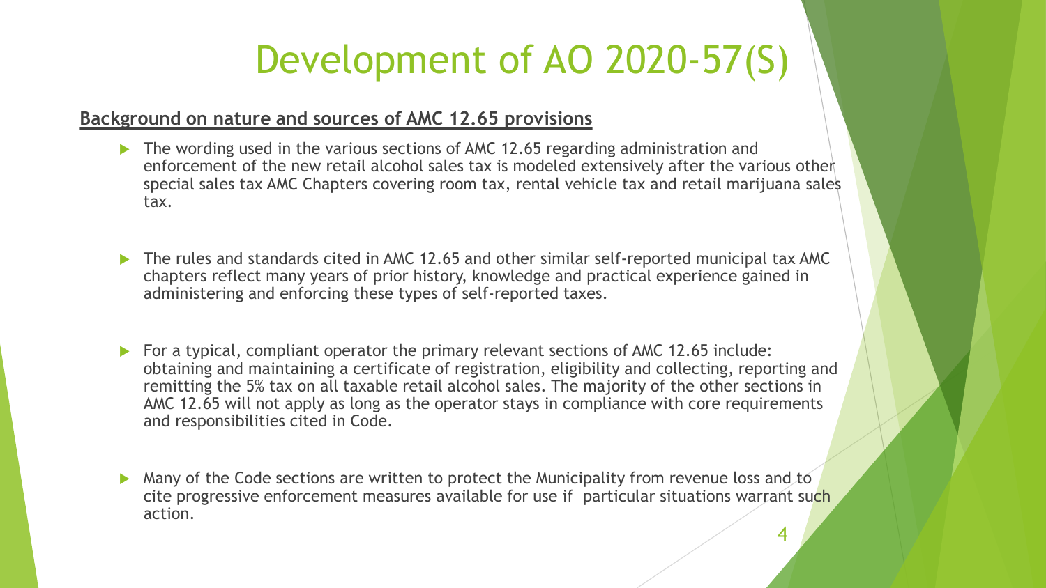# Development of AO 2020-57(S)

**Background on nature and sources of AMC 12.65 provisions**

- The wording used in the various sections of AMC 12.65 regarding administration and enforcement of the new retail alcohol sales tax is modeled extensively after the various other special sales tax AMC Chapters covering room tax, rental vehicle tax and retail marijuana sales tax.
- The rules and standards cited in AMC 12.65 and other similar self-reported municipal tax AMC chapters reflect many years of prior history, knowledge and practical experience gained in administering and enforcing these types of self-reported taxes.
- For a typical, compliant operator the primary relevant sections of AMC 12.65 include: obtaining and maintaining a certificate of registration, eligibility and collecting, reporting and remitting the 5% tax on all taxable retail alcohol sales. The majority of the other sections in AMC 12.65 will not apply as long as the operator stays in compliance with core requirements and responsibilities cited in Code.
- Many of the Code sections are written to protect the Municipality from revenue loss and to cite progressive enforcement measures available for use if particular situations warrant such action.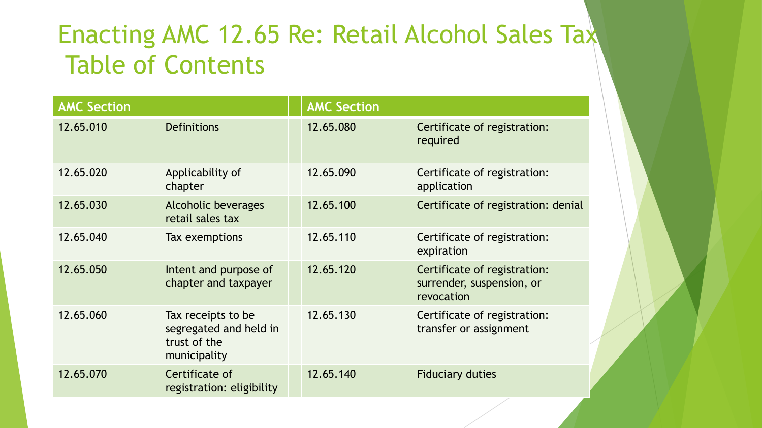# Enacting AMC 12.65 Re: Retail Alcohol Sales Tax Table of Contents

| AMC Section | | AMC Section | |
|---|---|---|---|
| 12.65.010 | Definitions | 12.65.080 | Certificate of registration: required |
| 12.65.020 | Applicability of chapter | 12.65.090 | Certificate of registration: application |
| 12.65.030 | Alcoholic beverages retail sales tax | 12.65.100 | Certificate of registration: denial |
| 12.65.040 | Tax exemptions | 12.65.110 | Certificate of registration: expiration |
| 12.65.050 | Intent and purpose of chapter and taxpayer | 12.65.120 | Certificate of registration: surrender, suspension, or revocation |
| 12.65.060 | Tax receipts to be segregated and held in trust of the municipality | 12.65.130 | Certificate of registration: transfer or assignment |
| 12.65.070 | Certificate of registration: eligibility | 12.65.140 | Fiduciary duties |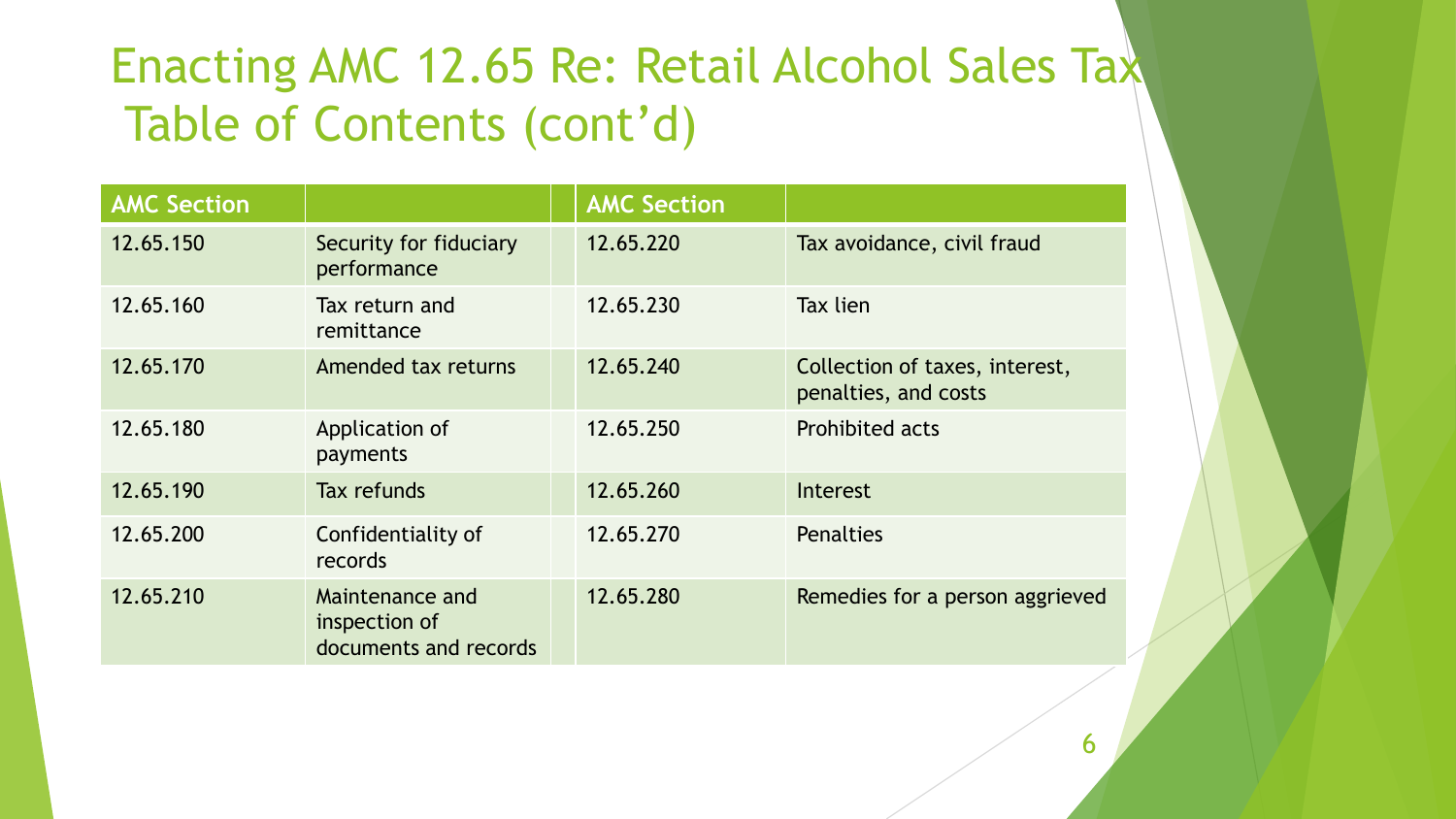# Enacting AMC 12.65 Re: Retail Alcohol Sales Tax Table of Contents (cont'd)

| AMC Section | | AMC Section | |
|---|---|---|---|
| 12.65.150 | Security for fiduciary performance | 12.65.220 | Tax avoidance, civil fraud |
| 12.65.160 | Tax return and remittance | 12.65.230 | Tax lien |
| 12.65.170 | Amended tax returns | 12.65.240 | Collection of taxes, interest, penalties, and costs |
| 12.65.180 | Application of payments | 12.65.250 | Prohibited acts |
| 12.65.190 | Tax refunds | 12.65.260 | Interest |
| 12.65.200 | Confidentiality of records | 12.65.270 | Penalties |
| 12.65.210 | Maintenance and inspection of documents and records | 12.65.280 | Remedies for a person aggrieved |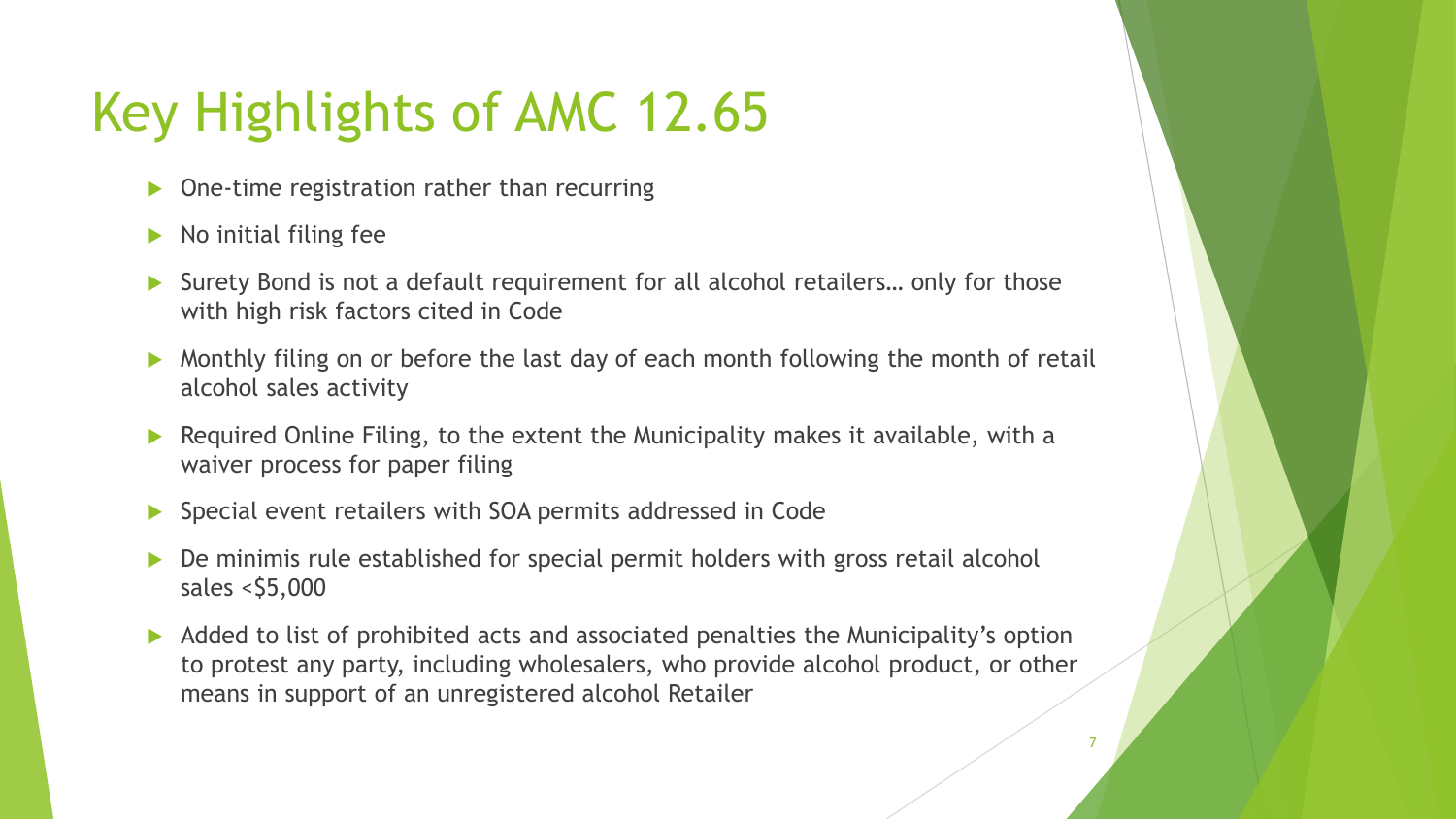# Key Highlights of AMC 12.65

- One-time registration rather than recurring
- No initial filing fee
- Surety Bond is not a default requirement for all alcohol retailers… only for those with high risk factors cited in Code
- Monthly filing on or before the last day of each month following the month of retail alcohol sales activity
- Required Online Filing, to the extent the Municipality makes it available, with a waiver process for paper filing
- Special event retailers with SOA permits addressed in Code
- De minimis rule established for special permit holders with gross retail alcohol sales <$5,000
- Added to list of prohibited acts and associated penalties the Municipality's option to protest any party, including wholesalers, who provide alcohol product, or other means in support of an unregistered alcohol Retailer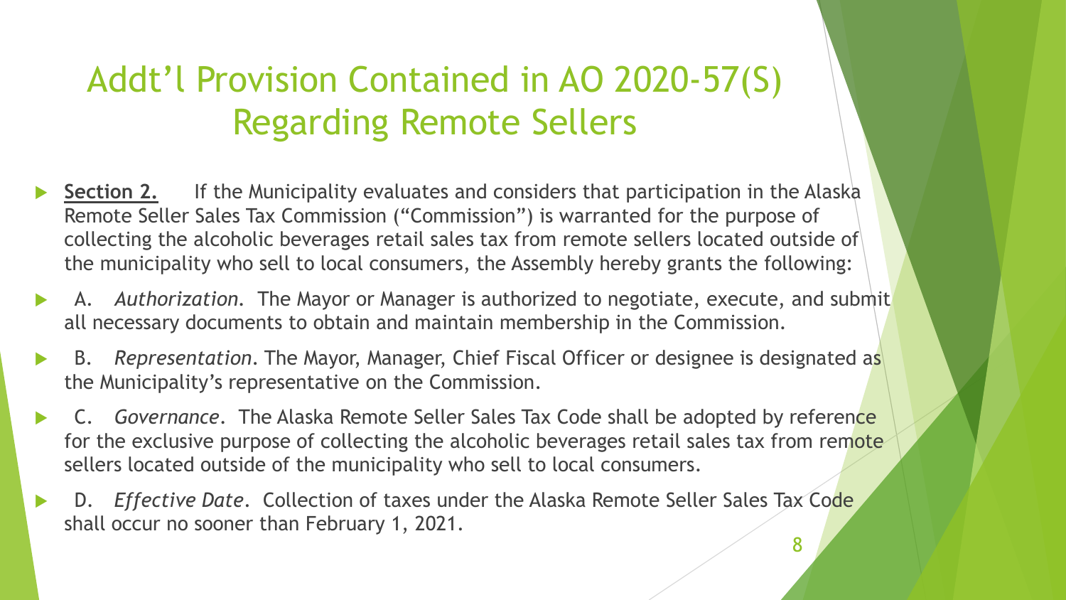# Addt'l Provision Contained in AO 2020-57(S) Regarding Remote Sellers

- **Section 2.** If the Municipality evaluates and considers that participation in the Alaska Remote Seller Sales Tax Commission ("Commission") is warranted for the purpose of collecting the alcoholic beverages retail sales tax from remote sellers located outside of the municipality who sell to local consumers, the Assembly hereby grants the following:
- A. *Authorization.* The Mayor or Manager is authorized to negotiate, execute, and submit all necessary documents to obtain and maintain membership in the Commission.
- B. *Representation*. The Mayor, Manager, Chief Fiscal Officer or designee is designated as the Municipality's representative on the Commission.
- C. *Governance*. The Alaska Remote Seller Sales Tax Code shall be adopted by reference for the exclusive purpose of collecting the alcoholic beverages retail sales tax from remote sellers located outside of the municipality who sell to local consumers.
- D. *Effective Date*. Collection of taxes under the Alaska Remote Seller Sales Tax Code shall occur no sooner than February 1, 2021.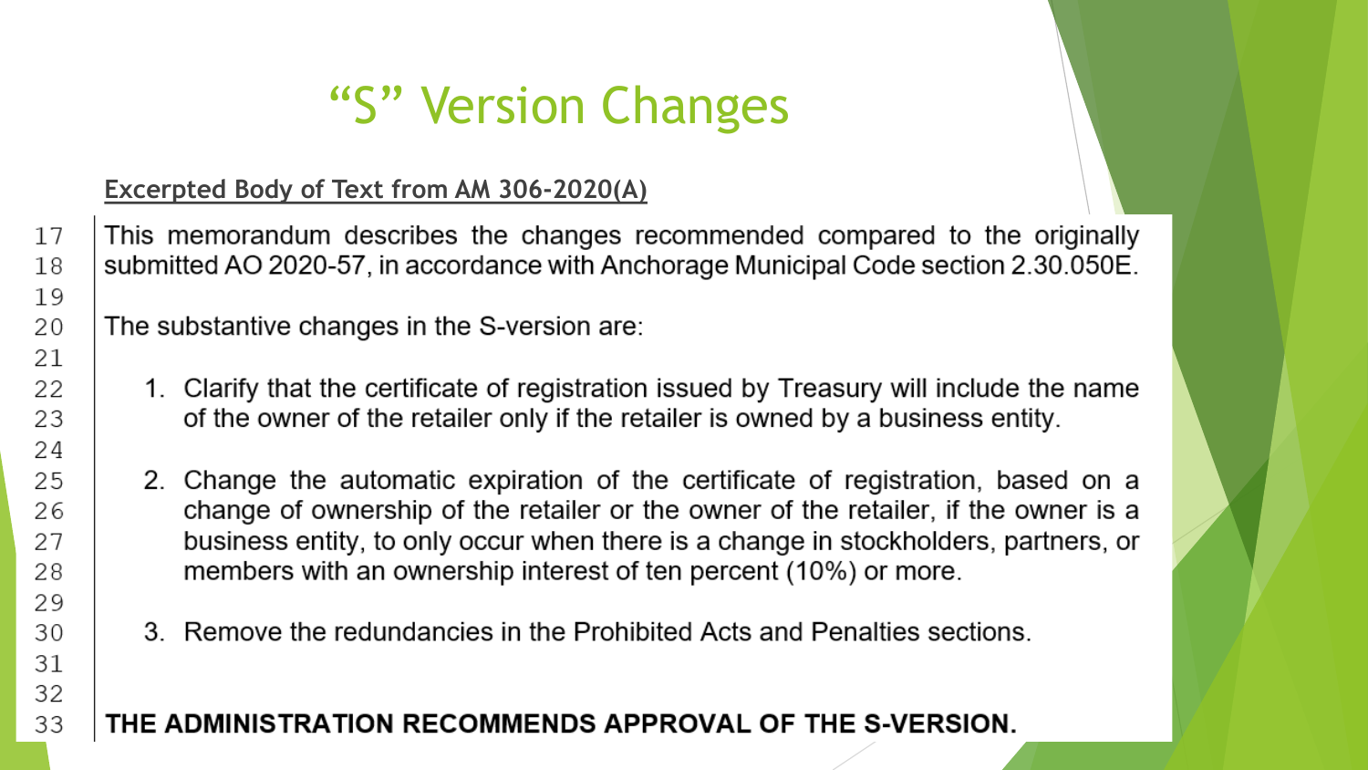# "S" Version Changes

**Excerpted Body of Text from AM 306-2020(A)**

This memorandum describes the changes recommended compared to the originally submitted AO 2020-57, in accordance with Anchorage Municipal Code section 2.30.050E.

The substantive changes in the S-version are:

1. Clarify that the certificate of registration issued by Treasury will include the name of the owner of the retailer only if the retailer is owned by a business entity.

2. Change the automatic expiration of the certificate of registration, based on a change of ownership of the retailer or the owner of the retailer, if the owner is a business entity, to only occur when there is a change in stockholders, partners, or members with an ownership interest of ten percent (10%) or more.

3. Remove the redundancies in the Prohibited Acts and Penalties sections.

**THE ADMINISTRATION RECOMMENDS APPROVAL OF THE S-VERSION.**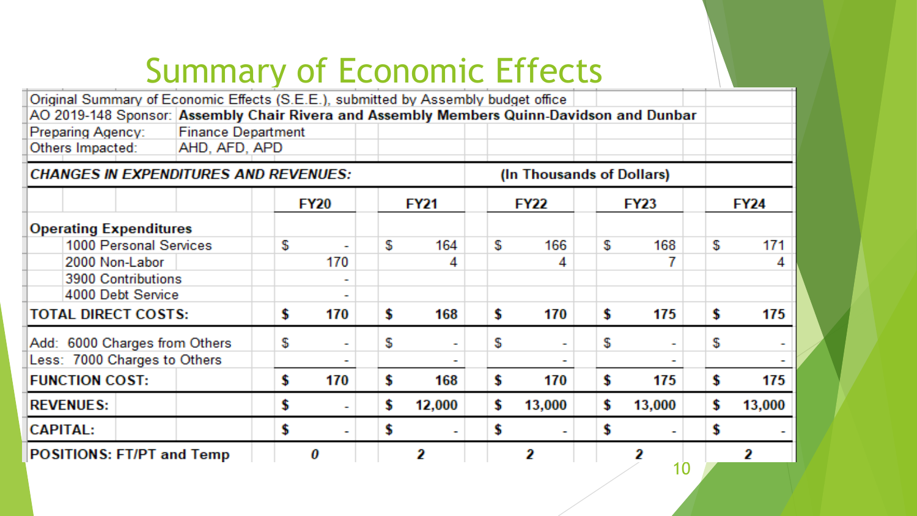# Summary of Economic Effects

| Original Summary of Economic Effects (S.E.E.), submitted by Assembly budget office | | | | | | |
|---|---|---|---|---|---|---|
| AO 2019-148 Sponsor: | **Assembly Chair Rivera and Assembly Members Quinn-Davidson and Dunbar** | | | | | |
| Preparing Agency: | Finance Department | | | | | |
| Others Impacted: | AHD, AFD, APD | | | | | |
| ***CHANGES IN EXPENDITURES AND REVENUES:*** | | | **(In Thousands of Dollars)** | | | |
| | | **FY20** | **FY21** | **FY22** | **FY23** | **FY24** |
| **Operating Expenditures** | | | | | | |
| 1000 Personal Services | | $ - | $ 164 | $ 166 | $ 168 | $ 171 |
| 2000 Non-Labor | | 170 | 4 | 4 | 7 | 4 |
| 3900 Contributions | | - | | | | |
| 4000 Debt Service | | - | | | | |
| **TOTAL DIRECT COSTS:** | | **$ 170** | **$ 168** | **$ 170** | **$ 175** | **$ 175** |
| Add: 6000 Charges from Others | | $ - | $ - | $ - | $ - | $ - |
| Less: 7000 Charges to Others | | - | - | - | - | - |
| **FUNCTION COST:** | | **$ 170** | **$ 168** | **$ 170** | **$ 175** | **$ 175** |
| **REVENUES:** | | **$ -** | **$ 12,000** | **$ 13,000** | **$ 13,000** | **$ 13,000** |
| **CAPITAL:** | | **$ -** | **$ -** | **$ -** | **$ -** | **$ -** |
| **POSITIONS: FT/PT and Temp** | | ***0*** | ***2*** | ***2*** | ***2*** | ***2*** |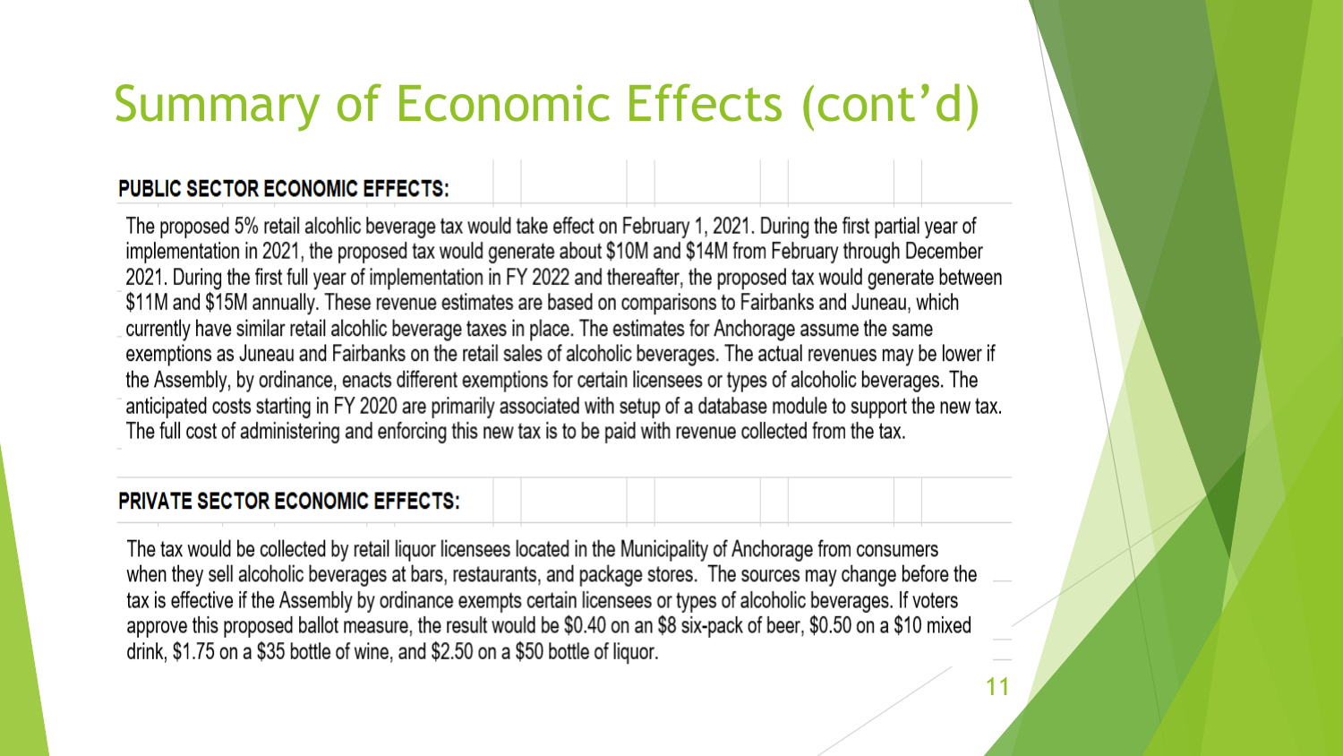# Summary of Economic Effects (cont'd)

**PUBLIC SECTOR ECONOMIC EFFECTS:**

The proposed 5% retail alcohlic beverage tax would take effect on February 1, 2021. During the first partial year of implementation in 2021, the proposed tax would generate about $10M and $14M from February through December 2021. During the first full year of implementation in FY 2022 and thereafter, the proposed tax would generate between $11M and $15M annually. These revenue estimates are based on comparisons to Fairbanks and Juneau, which currently have similar retail alcohlic beverage taxes in place. The estimates for Anchorage assume the same exemptions as Juneau and Fairbanks on the retail sales of alcoholic beverages. The actual revenues may be lower if the Assembly, by ordinance, enacts different exemptions for certain licensees or types of alcoholic beverages. The anticipated costs starting in FY 2020 are primarily associated with setup of a database module to support the new tax. The full cost of administering and enforcing this new tax is to be paid with revenue collected from the tax.

**PRIVATE SECTOR ECONOMIC EFFECTS:**

The tax would be collected by retail liquor licensees located in the Municipality of Anchorage from consumers when they sell alcoholic beverages at bars, restaurants, and package stores. The sources may change before the tax is effective if the Assembly by ordinance exempts certain licensees or types of alcoholic beverages. If voters approve this proposed ballot measure, the result would be $0.40 on an $8 six-pack of beer, $0.50 on a $10 mixed drink, $1.75 on a $35 bottle of wine, and $2.50 on a $50 bottle of liquor.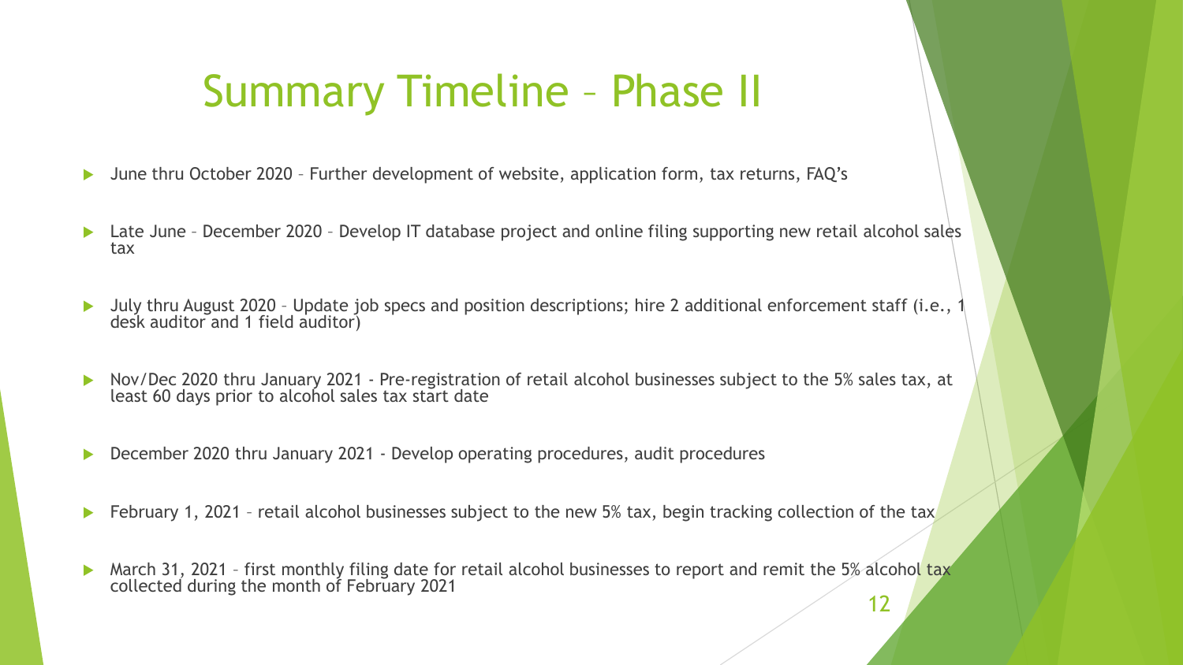# Summary Timeline – Phase II

- June thru October 2020 – Further development of website, application form, tax returns, FAQ's
- Late June – December 2020 – Develop IT database project and online filing supporting new retail alcohol sales tax
- July thru August 2020 – Update job specs and position descriptions; hire 2 additional enforcement staff (i.e., 1 desk auditor and 1 field auditor)
- Nov/Dec 2020 thru January 2021 - Pre-registration of retail alcohol businesses subject to the 5% sales tax, at least 60 days prior to alcohol sales tax start date
- December 2020 thru January 2021 - Develop operating procedures, audit procedures
- February 1, 2021 – retail alcohol businesses subject to the new 5% tax, begin tracking collection of the tax
- March 31, 2021 – first monthly filing date for retail alcohol businesses to report and remit the 5% alcohol tax collected during the month of February 2021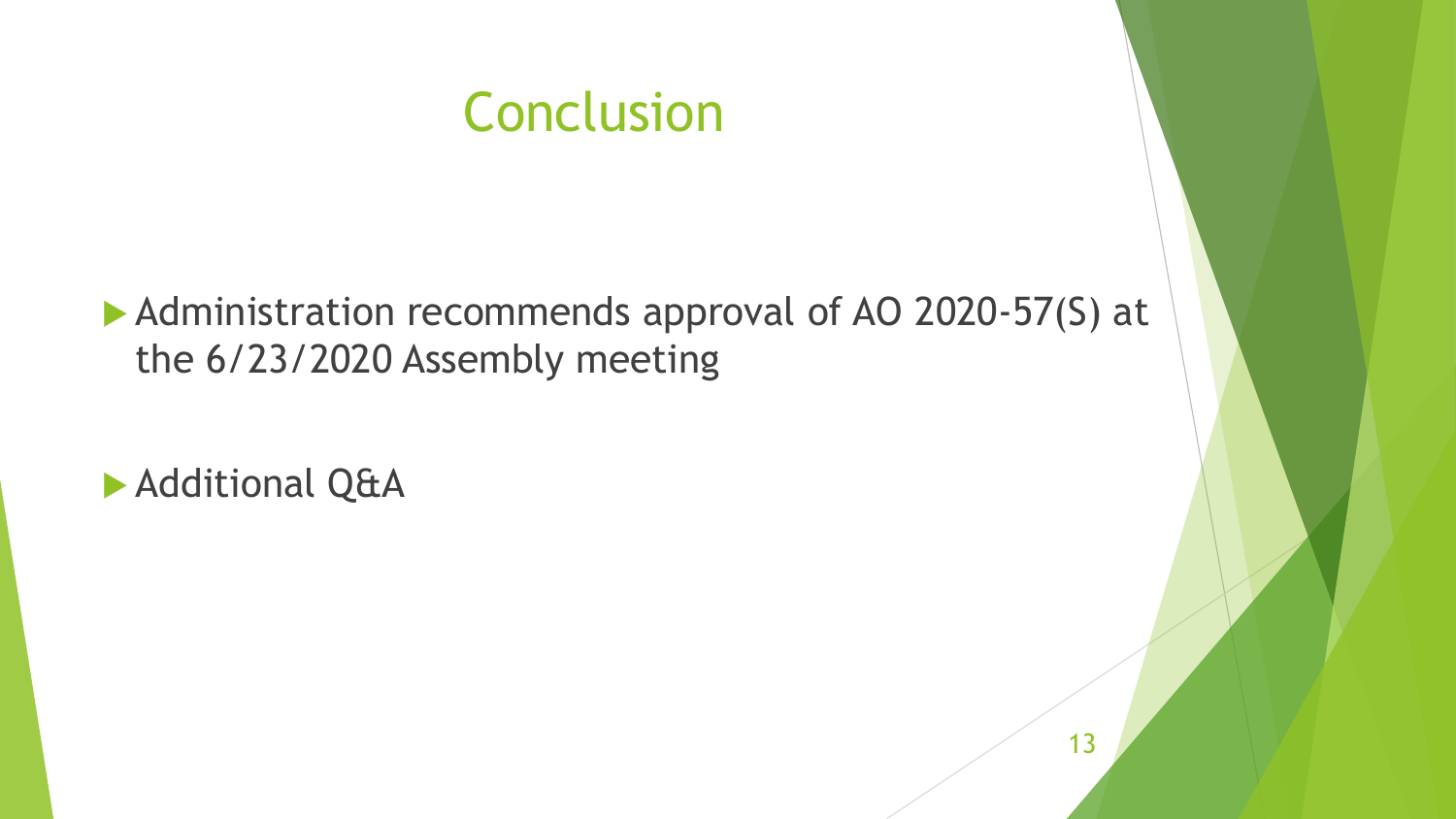# Conclusion

- Administration recommends approval of AO 2020-57(S) at the 6/23/2020 Assembly meeting
- Additional Q&A